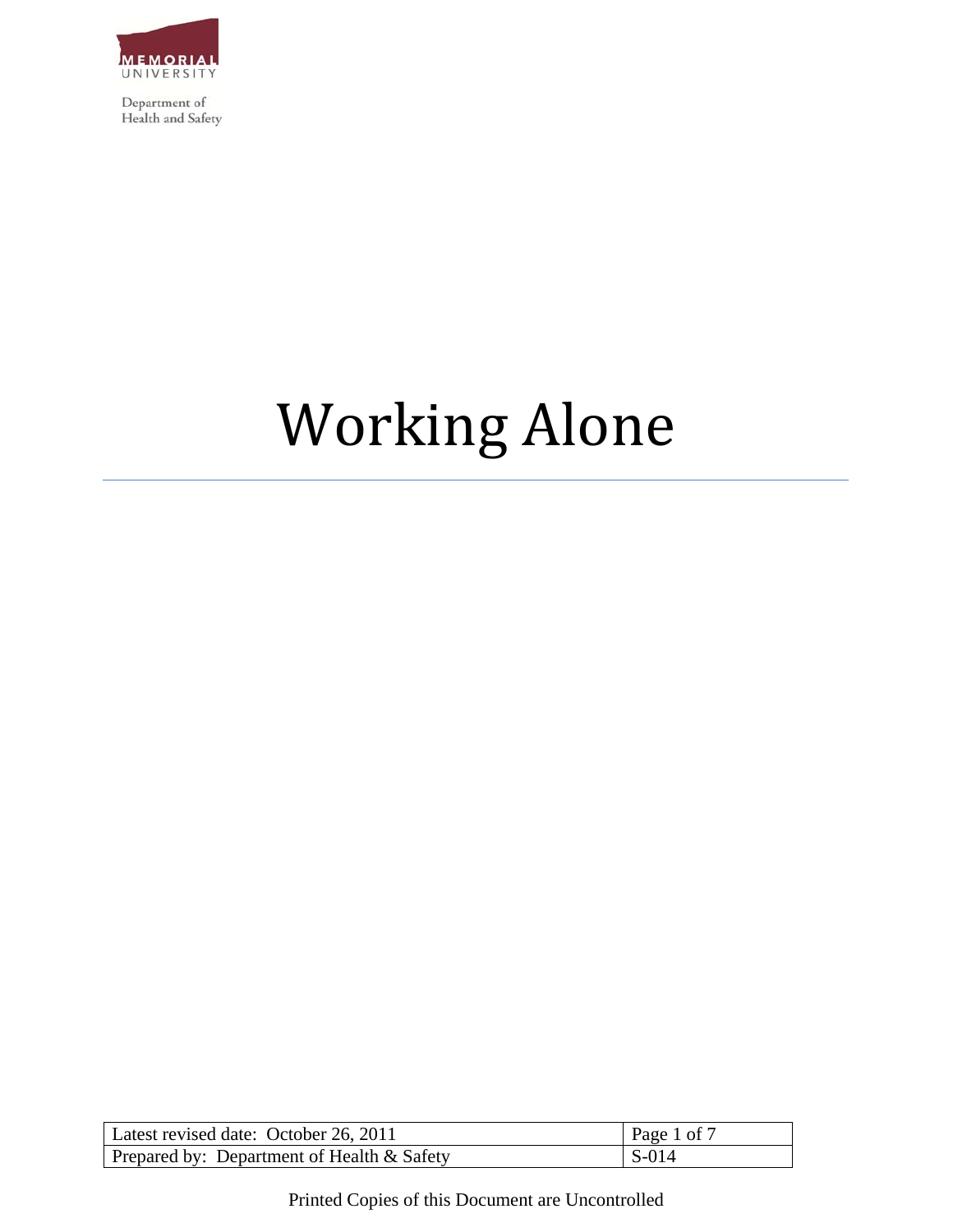MEMORIAL UNIVERSITY

Department of Health and Safety

# Working Alone

| Latest revised date: October 26, 2011 | Page 1 of 7 |
| --- | --- |
| Prepared by: Department of Health & Safety | S-014 |

Printed Copies of this Document are Uncontrolled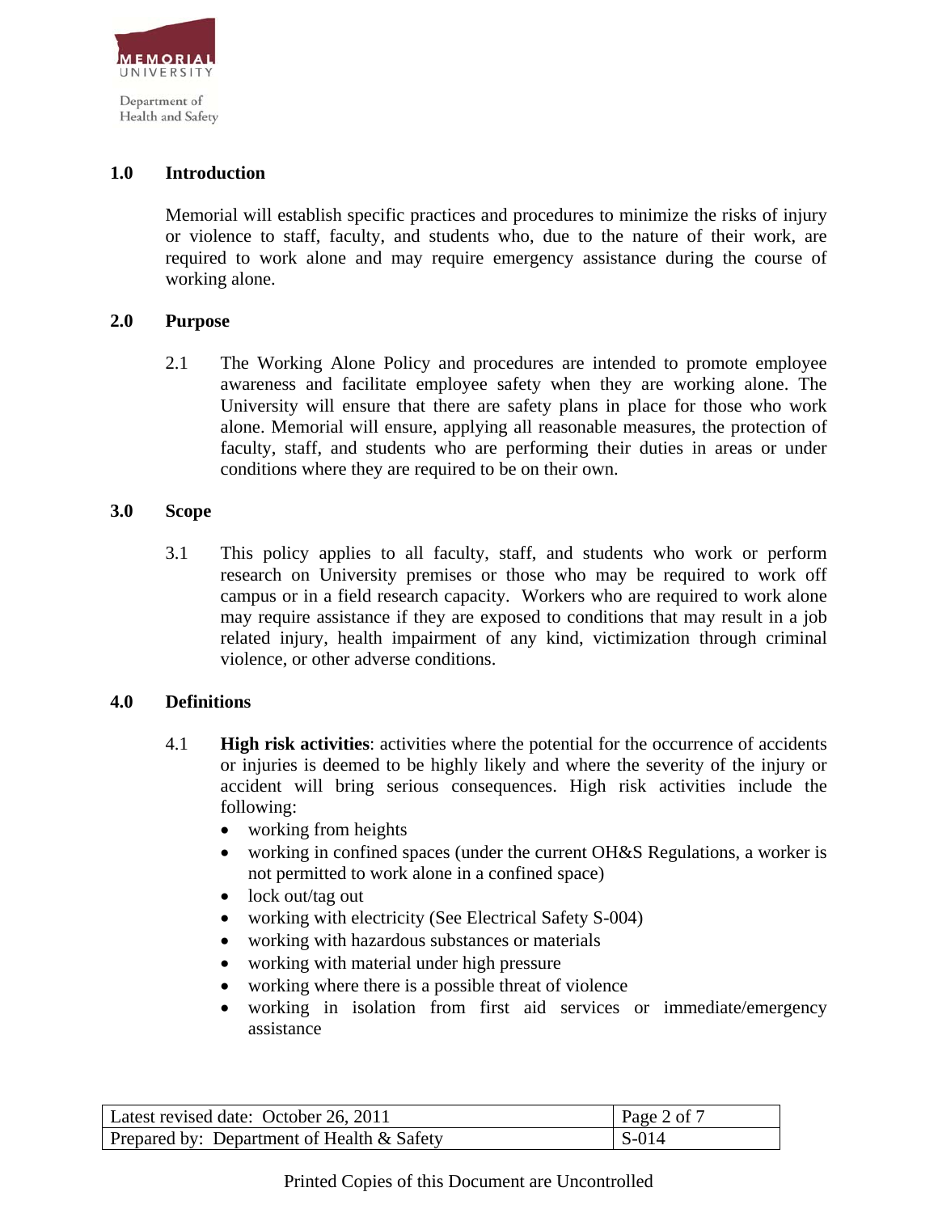## 1.0 Introduction

Memorial will establish specific practices and procedures to minimize the risks of injury or violence to staff, faculty, and students who, due to the nature of their work, are required to work alone and may require emergency assistance during the course of working alone.

## 2.0 Purpose

2.1 The Working Alone Policy and procedures are intended to promote employee awareness and facilitate employee safety when they are working alone. The University will ensure that there are safety plans in place for those who work alone. Memorial will ensure, applying all reasonable measures, the protection of faculty, staff, and students who are performing their duties in areas or under conditions where they are required to be on their own.

## 3.0 Scope

3.1 This policy applies to all faculty, staff, and students who work or perform research on University premises or those who may be required to work off campus or in a field research capacity. Workers who are required to work alone may require assistance if they are exposed to conditions that may result in a job related injury, health impairment of any kind, victimization through criminal violence, or other adverse conditions.

## 4.0 Definitions

4.1 **High risk activities**: activities where the potential for the occurrence of accidents or injuries is deemed to be highly likely and where the severity of the injury or accident will bring serious consequences. High risk activities include the following:

- working from heights
- working in confined spaces (under the current OH&S Regulations, a worker is not permitted to work alone in a confined space)
- lock out/tag out
- working with electricity (See Electrical Safety S-004)
- working with hazardous substances or materials
- working with material under high pressure
- working where there is a possible threat of violence
- working in isolation from first aid services or immediate/emergency assistance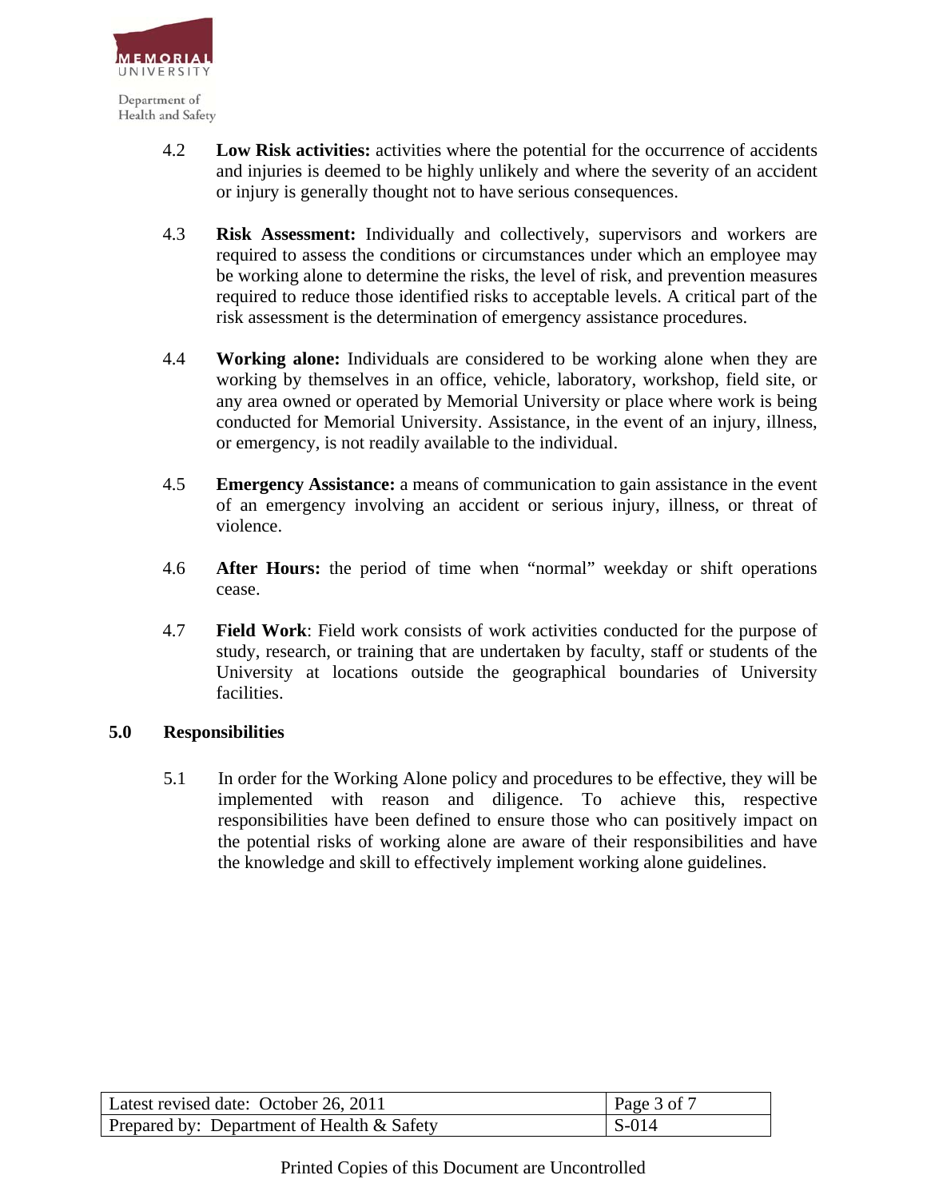4.2 **Low Risk activities:** activities where the potential for the occurrence of accidents and injuries is deemed to be highly unlikely and where the severity of an accident or injury is generally thought not to have serious consequences.

4.3 **Risk Assessment:** Individually and collectively, supervisors and workers are required to assess the conditions or circumstances under which an employee may be working alone to determine the risks, the level of risk, and prevention measures required to reduce those identified risks to acceptable levels. A critical part of the risk assessment is the determination of emergency assistance procedures.

4.4 **Working alone:** Individuals are considered to be working alone when they are working by themselves in an office, vehicle, laboratory, workshop, field site, or any area owned or operated by Memorial University or place where work is being conducted for Memorial University. Assistance, in the event of an injury, illness, or emergency, is not readily available to the individual.

4.5 **Emergency Assistance:** a means of communication to gain assistance in the event of an emergency involving an accident or serious injury, illness, or threat of violence.

4.6 **After Hours:** the period of time when "normal" weekday or shift operations cease.

4.7 **Field Work**: Field work consists of work activities conducted for the purpose of study, research, or training that are undertaken by faculty, staff or students of the University at locations outside the geographical boundaries of University facilities.

## 5.0 Responsibilities

5.1 In order for the Working Alone policy and procedures to be effective, they will be implemented with reason and diligence. To achieve this, respective responsibilities have been defined to ensure those who can positively impact on the potential risks of working alone are aware of their responsibilities and have the knowledge and skill to effectively implement working alone guidelines.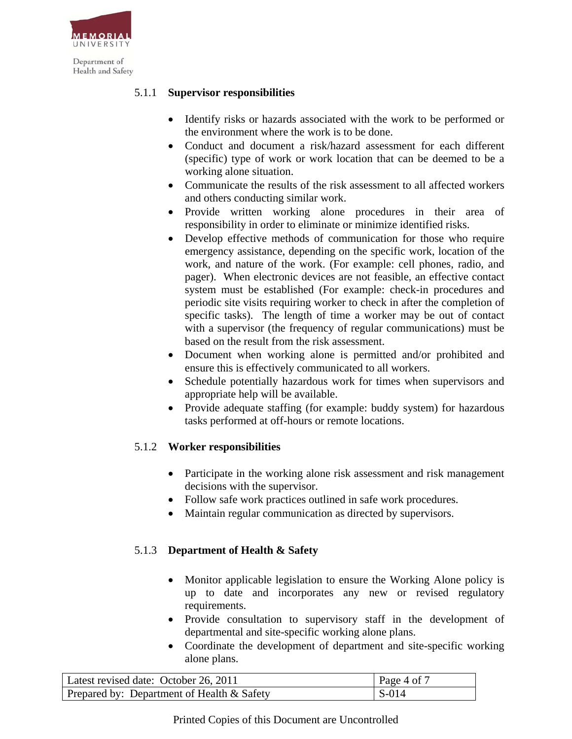#### 5.1.1 Supervisor responsibilities

- Identify risks or hazards associated with the work to be performed or the environment where the work is to be done.
- Conduct and document a risk/hazard assessment for each different (specific) type of work or work location that can be deemed to be a working alone situation.
- Communicate the results of the risk assessment to all affected workers and others conducting similar work.
- Provide written working alone procedures in their area of responsibility in order to eliminate or minimize identified risks.
- Develop effective methods of communication for those who require emergency assistance, depending on the specific work, location of the work, and nature of the work. (For example: cell phones, radio, and pager). When electronic devices are not feasible, an effective contact system must be established (For example: check-in procedures and periodic site visits requiring worker to check in after the completion of specific tasks). The length of time a worker may be out of contact with a supervisor (the frequency of regular communications) must be based on the result from the risk assessment.
- Document when working alone is permitted and/or prohibited and ensure this is effectively communicated to all workers.
- Schedule potentially hazardous work for times when supervisors and appropriate help will be available.
- Provide adequate staffing (for example: buddy system) for hazardous tasks performed at off-hours or remote locations.

#### 5.1.2 Worker responsibilities

- Participate in the working alone risk assessment and risk management decisions with the supervisor.
- Follow safe work practices outlined in safe work procedures.
- Maintain regular communication as directed by supervisors.

#### 5.1.3 Department of Health & Safety

- Monitor applicable legislation to ensure the Working Alone policy is up to date and incorporates any new or revised regulatory requirements.
- Provide consultation to supervisory staff in the development of departmental and site-specific working alone plans.
- Coordinate the development of department and site-specific working alone plans.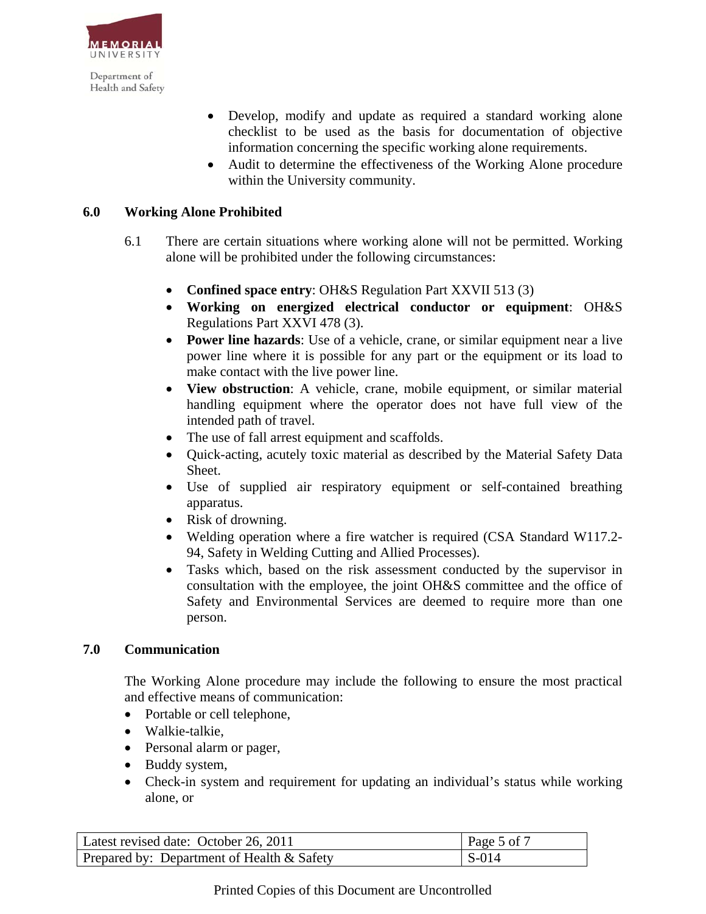- Develop, modify and update as required a standard working alone checklist to be used as the basis for documentation of objective information concerning the specific working alone requirements.
- Audit to determine the effectiveness of the Working Alone procedure within the University community.

## 6.0 Working Alone Prohibited

6.1 There are certain situations where working alone will not be permitted. Working alone will be prohibited under the following circumstances:

- **Confined space entry**: OH&S Regulation Part XXVII 513 (3)
- **Working on energized electrical conductor or equipment**: OH&S Regulations Part XXVI 478 (3).
- **Power line hazards**: Use of a vehicle, crane, or similar equipment near a live power line where it is possible for any part or the equipment or its load to make contact with the live power line.
- **View obstruction**: A vehicle, crane, mobile equipment, or similar material handling equipment where the operator does not have full view of the intended path of travel.
- The use of fall arrest equipment and scaffolds.
- Quick-acting, acutely toxic material as described by the Material Safety Data Sheet.
- Use of supplied air respiratory equipment or self-contained breathing apparatus.
- Risk of drowning.
- Welding operation where a fire watcher is required (CSA Standard W117.2-94, Safety in Welding Cutting and Allied Processes).
- Tasks which, based on the risk assessment conducted by the supervisor in consultation with the employee, the joint OH&S committee and the office of Safety and Environmental Services are deemed to require more than one person.

## 7.0 Communication

The Working Alone procedure may include the following to ensure the most practical and effective means of communication:

- Portable or cell telephone,
- Walkie-talkie,
- Personal alarm or pager,
- Buddy system,
- Check-in system and requirement for updating an individual's status while working alone, or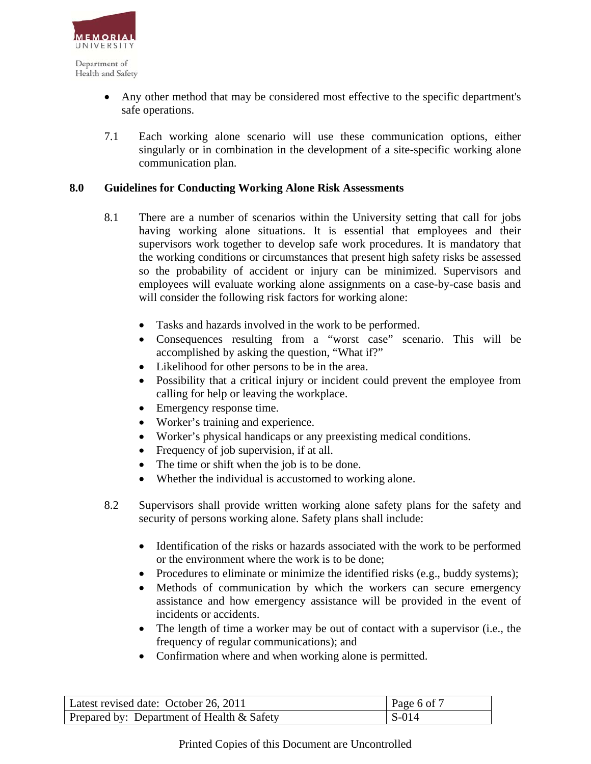- Any other method that may be considered most effective to the specific department's safe operations.

7.1 Each working alone scenario will use these communication options, either singularly or in combination in the development of a site-specific working alone communication plan.

## 8.0 Guidelines for Conducting Working Alone Risk Assessments

8.1 There are a number of scenarios within the University setting that call for jobs having working alone situations. It is essential that employees and their supervisors work together to develop safe work procedures. It is mandatory that the working conditions or circumstances that present high safety risks be assessed so the probability of accident or injury can be minimized. Supervisors and employees will evaluate working alone assignments on a case-by-case basis and will consider the following risk factors for working alone:

- Tasks and hazards involved in the work to be performed.
- Consequences resulting from a "worst case" scenario. This will be accomplished by asking the question, "What if?"
- Likelihood for other persons to be in the area.
- Possibility that a critical injury or incident could prevent the employee from calling for help or leaving the workplace.
- Emergency response time.
- Worker's training and experience.
- Worker's physical handicaps or any preexisting medical conditions.
- Frequency of job supervision, if at all.
- The time or shift when the job is to be done.
- Whether the individual is accustomed to working alone.

8.2 Supervisors shall provide written working alone safety plans for the safety and security of persons working alone. Safety plans shall include:

- Identification of the risks or hazards associated with the work to be performed or the environment where the work is to be done;
- Procedures to eliminate or minimize the identified risks (e.g., buddy systems);
- Methods of communication by which the workers can secure emergency assistance and how emergency assistance will be provided in the event of incidents or accidents.
- The length of time a worker may be out of contact with a supervisor (i.e., the frequency of regular communications); and
- Confirmation where and when working alone is permitted.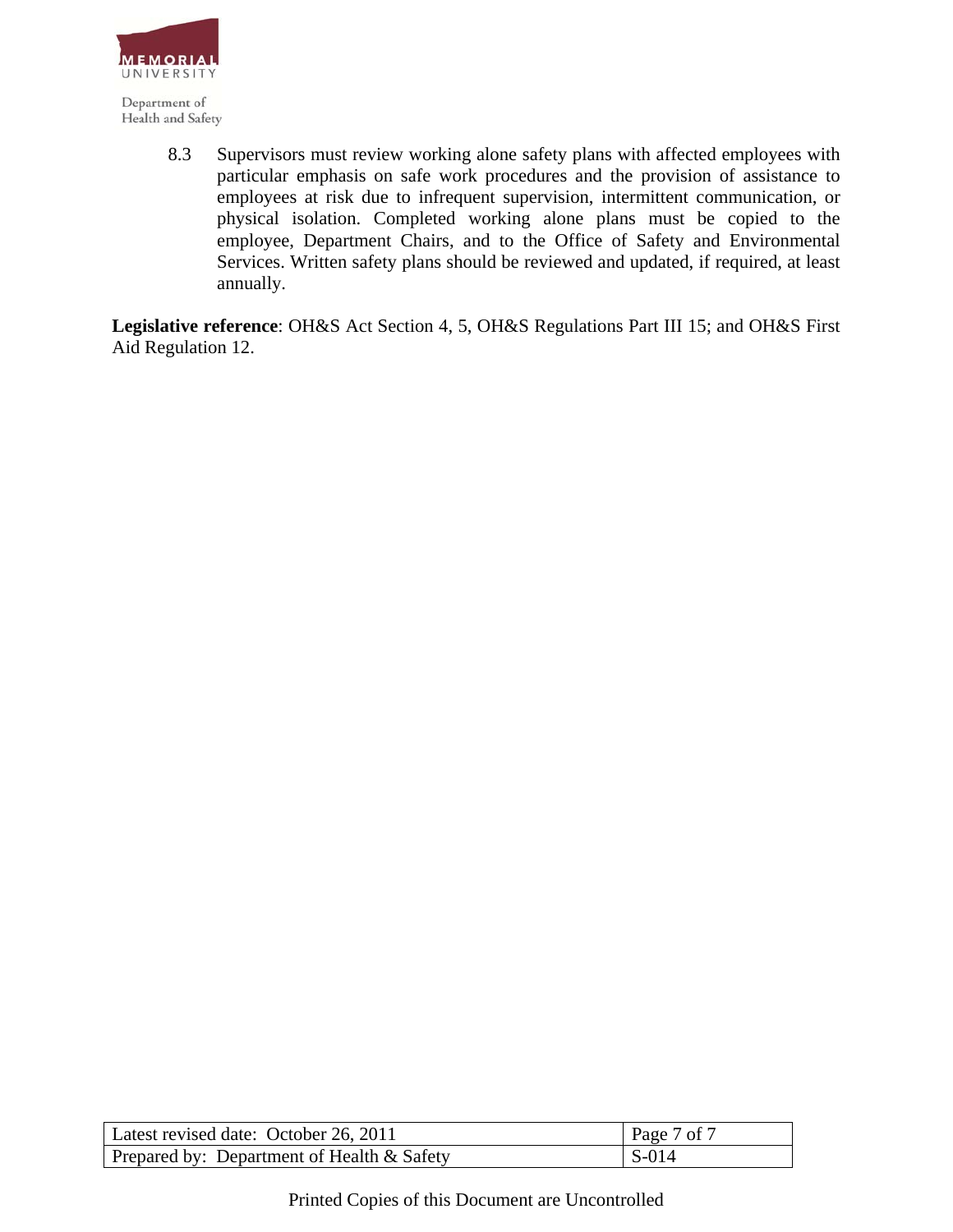8.3 Supervisors must review working alone safety plans with affected employees with particular emphasis on safe work procedures and the provision of assistance to employees at risk due to infrequent supervision, intermittent communication, or physical isolation. Completed working alone plans must be copied to the employee, Department Chairs, and to the Office of Safety and Environmental Services. Written safety plans should be reviewed and updated, if required, at least annually.

**Legislative reference**: OH&S Act Section 4, 5, OH&S Regulations Part III 15; and OH&S First Aid Regulation 12.